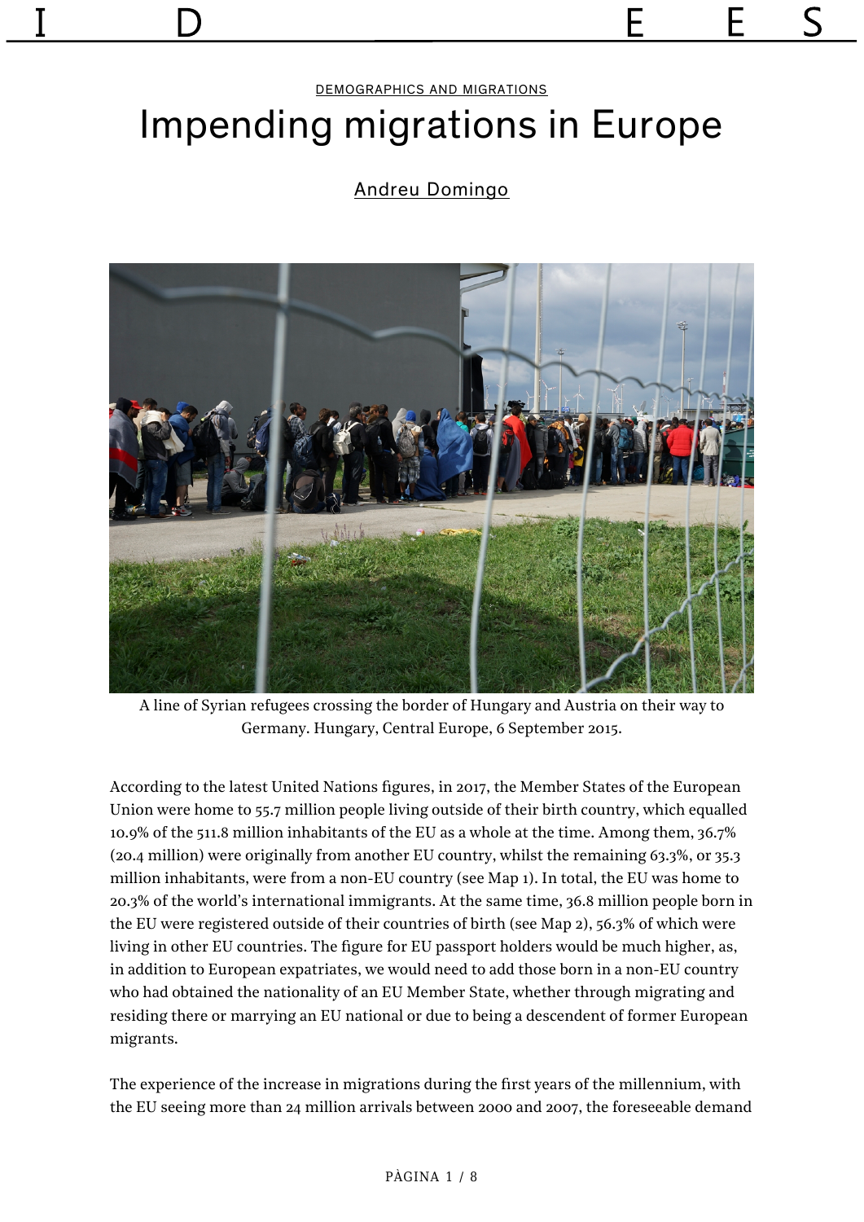DEMOGRAPHICS AND MIGRATIONS

# Impending migrations in Europe

Andreu Domingo

A line of Syrian refugees crossing the border of Hungary and Austria on their way to Germany. Hungary, Central Europe, 6 September 2015.

According to the latest United Nations figures, in 2017, the Member States of the European Union were home to 55.7 million people living outside of their birth country, which equalled 10.9% of the 511.8 million inhabitants of the EU as a whole at the time. Among them, 36.7% (20.4 million) were originally from another EU country, whilst the remaining 63.3%, or 35.3 million inhabitants, were from a non-EU country (see Map 1). In total, the EU was home to 20.3% of the world's international immigrants. At the same time, 36.8 million people born in the EU were registered outside of their countries of birth (see Map 2), 56.3% of which were living in other EU countries. The figure for EU passport holders would be much higher, as, in addition to European expatriates, we would need to add those born in a non-EU country who had obtained the nationality of an EU Member State, whether through migrating and residing there or marrying an EU national or due to being a descendent of former European migrants.

The experience of the increase in migrations during the first years of the millennium, with the EU seeing more than 24 million arrivals between 2000 and 2007, the foreseeable demand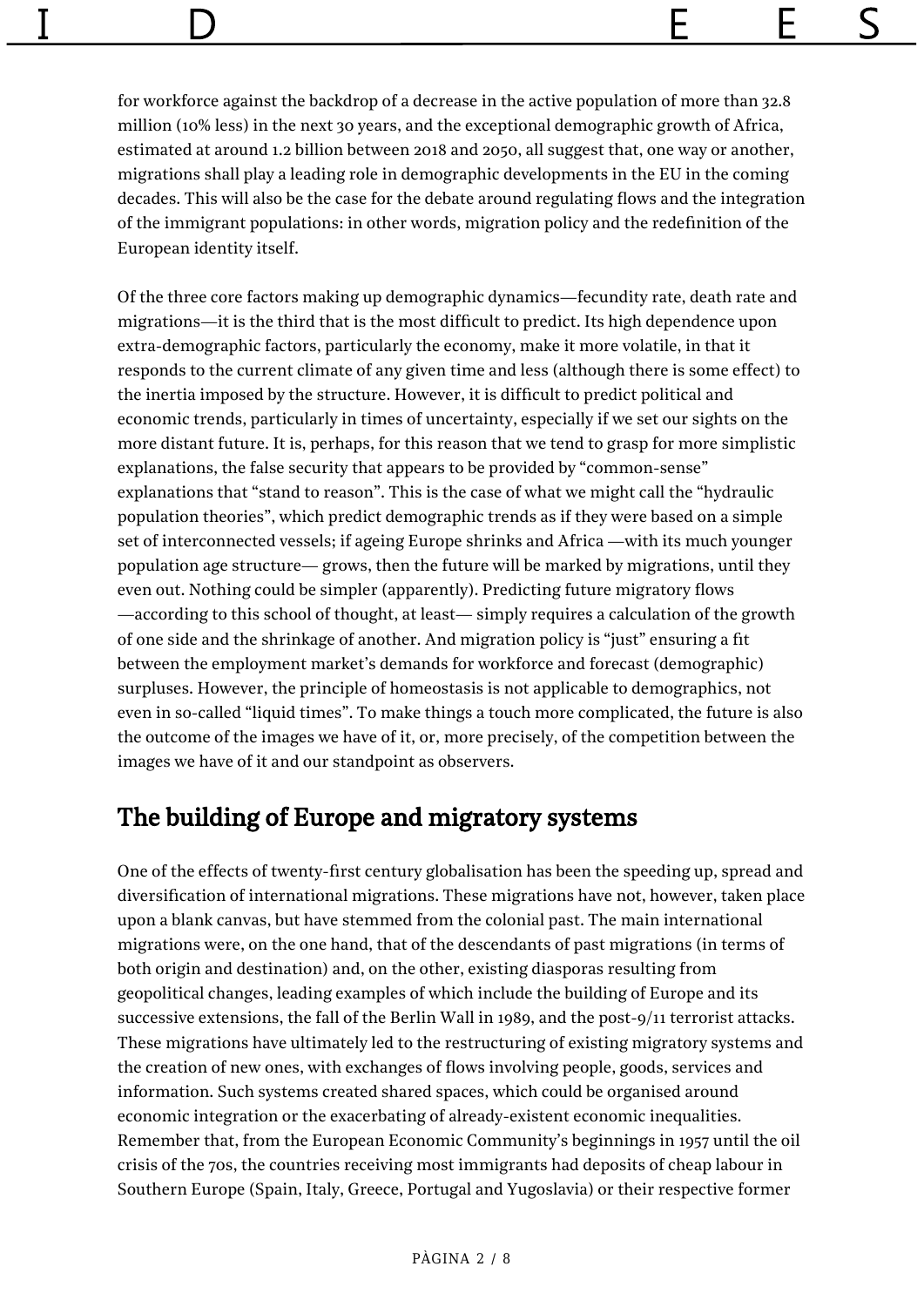for workforce against the backdrop of a decrease in the active population of more than 32.8 million (10% less) in the next 30 years, and the exceptional demographic growth of Africa, estimated at around 1.2 billion between 2018 and 2050, all suggest that, one way or another, migrations shall play a leading role in demographic developments in the EU in the coming decades. This will also be the case for the debate around regulating flows and the integration of the immigrant populations: in other words, migration policy and the redefinition of the European identity itself.

Of the three core factors making up demographic dynamics—fecundity rate, death rate and migrations—it is the third that is the most difficult to predict. Its high dependence upon extra-demographic factors, particularly the economy, make it more volatile, in that it responds to the current climate of any given time and less (although there is some effect) to the inertia imposed by the structure. However, it is difficult to predict political and economic trends, particularly in times of uncertainty, especially if we set our sights on the more distant future. It is, perhaps, for this reason that we tend to grasp for more simplistic explanations, the false security that appears to be provided by "common-sense" explanations that "stand to reason". This is the case of what we might call the "hydraulic population theories", which predict demographic trends as if they were based on a simple set of interconnected vessels; if ageing Europe shrinks and Africa —with its much younger population age structure— grows, then the future will be marked by migrations, until they even out. Nothing could be simpler (apparently). Predicting future migratory flows —according to this school of thought, at least— simply requires a calculation of the growth of one side and the shrinkage of another. And migration policy is "just" ensuring a fit between the employment market's demands for workforce and forecast (demographic) surpluses. However, the principle of homeostasis is not applicable to demographics, not even in so-called "liquid times". To make things a touch more complicated, the future is also the outcome of the images we have of it, or, more precisely, of the competition between the images we have of it and our standpoint as observers.

## The building of Europe and migratory systems

One of the effects of twenty-first century globalisation has been the speeding up, spread and diversification of international migrations. These migrations have not, however, taken place upon a blank canvas, but have stemmed from the colonial past. The main international migrations were, on the one hand, that of the descendants of past migrations (in terms of both origin and destination) and, on the other, existing diasporas resulting from geopolitical changes, leading examples of which include the building of Europe and its successive extensions, the fall of the Berlin Wall in 1989, and the post-9/11 terrorist attacks. These migrations have ultimately led to the restructuring of existing migratory systems and the creation of new ones, with exchanges of flows involving people, goods, services and information. Such systems created shared spaces, which could be organised around economic integration or the exacerbating of already-existent economic inequalities. Remember that, from the European Economic Community's beginnings in 1957 until the oil crisis of the 70s, the countries receiving most immigrants had deposits of cheap labour in Southern Europe (Spain, Italy, Greece, Portugal and Yugoslavia) or their respective former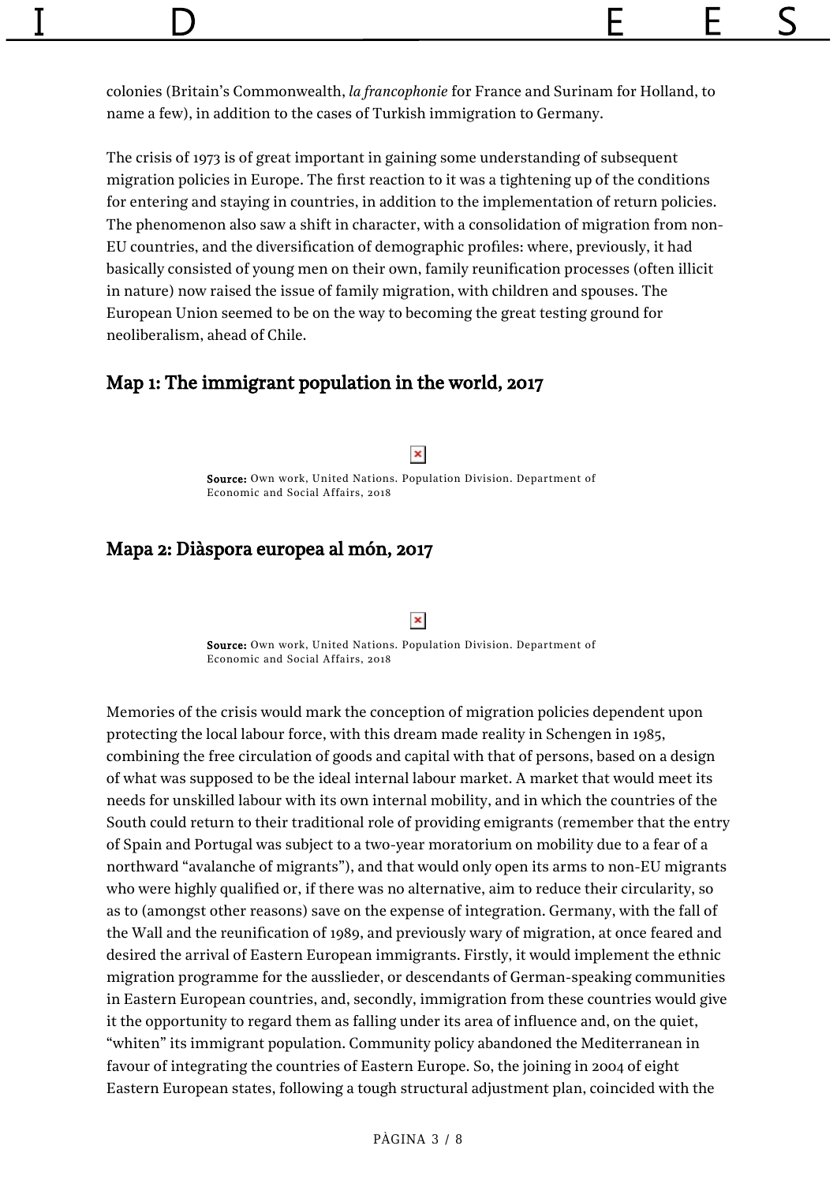colonies (Britain's Commonwealth, *la francophonie* for France and Surinam for Holland, to name a few), in addition to the cases of Turkish immigration to Germany.

The crisis of 1973 is of great important in gaining some understanding of subsequent migration policies in Europe. The first reaction to it was a tightening up of the conditions for entering and staying in countries, in addition to the implementation of return policies. The phenomenon also saw a shift in character, with a consolidation of migration from non-EU countries, and the diversification of demographic profiles: where, previously, it had basically consisted of young men on their own, family reunification processes (often illicit in nature) now raised the issue of family migration, with children and spouses. The European Union seemed to be on the way to becoming the great testing ground for neoliberalism, ahead of Chile.

## Map 1: The immigrant population in the world, 2017

**Source:** Own work, United Nations. Population Division. Department of Economic and Social Affairs, 2018

## Mapa 2: Diàspora europea al món, 2017

**Source:** Own work, United Nations. Population Division. Department of Economic and Social Affairs, 2018

Memories of the crisis would mark the conception of migration policies dependent upon protecting the local labour force, with this dream made reality in Schengen in 1985, combining the free circulation of goods and capital with that of persons, based on a design of what was supposed to be the ideal internal labour market. A market that would meet its needs for unskilled labour with its own internal mobility, and in which the countries of the South could return to their traditional role of providing emigrants (remember that the entry of Spain and Portugal was subject to a two-year moratorium on mobility due to a fear of a northward "avalanche of migrants"), and that would only open its arms to non-EU migrants who were highly qualified or, if there was no alternative, aim to reduce their circularity, so as to (amongst other reasons) save on the expense of integration. Germany, with the fall of the Wall and the reunification of 1989, and previously wary of migration, at once feared and desired the arrival of Eastern European immigrants. Firstly, it would implement the ethnic migration programme for the ausslieder, or descendants of German-speaking communities in Eastern European countries, and, secondly, immigration from these countries would give it the opportunity to regard them as falling under its area of influence and, on the quiet, "whiten" its immigrant population. Community policy abandoned the Mediterranean in favour of integrating the countries of Eastern Europe. So, the joining in 2004 of eight Eastern European states, following a tough structural adjustment plan, coincided with the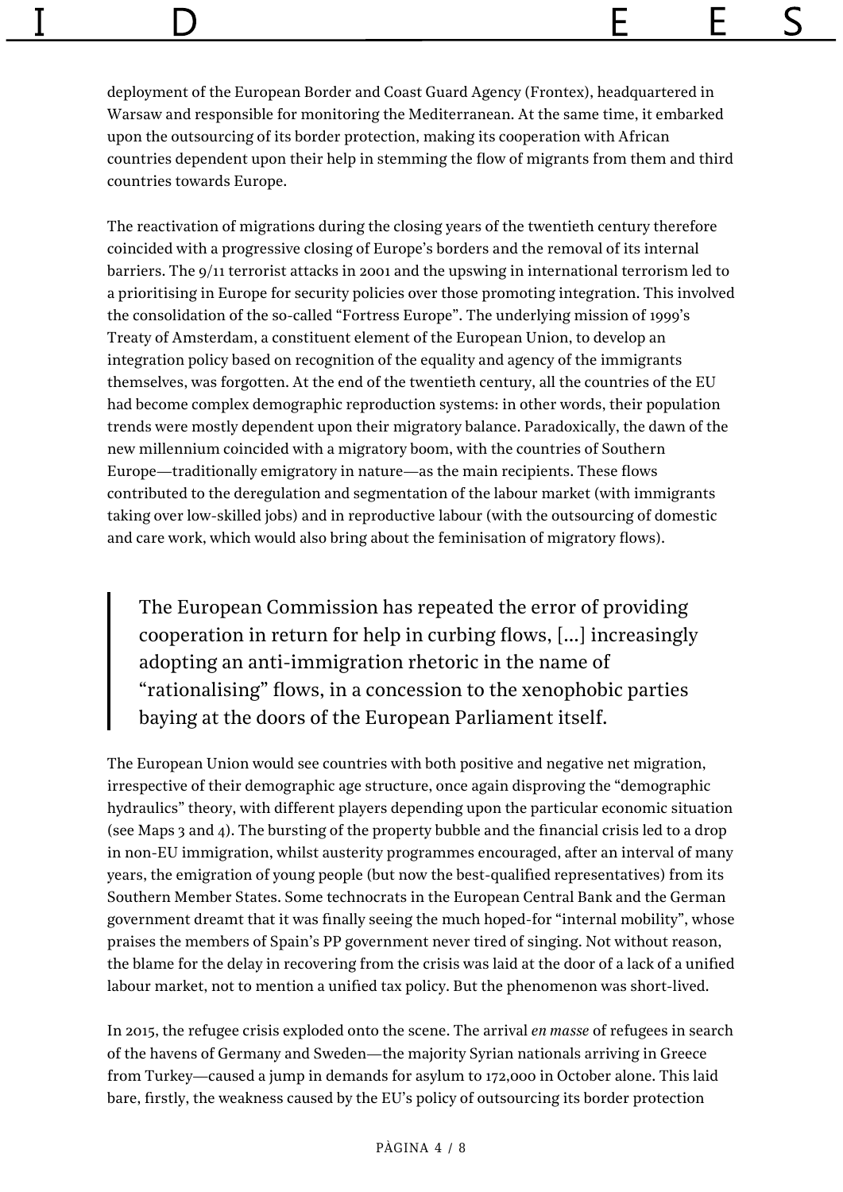deployment of the European Border and Coast Guard Agency (Frontex), headquartered in Warsaw and responsible for monitoring the Mediterranean. At the same time, it embarked upon the outsourcing of its border protection, making its cooperation with African countries dependent upon their help in stemming the flow of migrants from them and third countries towards Europe.

The reactivation of migrations during the closing years of the twentieth century therefore coincided with a progressive closing of Europe's borders and the removal of its internal barriers. The 9/11 terrorist attacks in 2001 and the upswing in international terrorism led to a prioritising in Europe for security policies over those promoting integration. This involved the consolidation of the so-called "Fortress Europe". The underlying mission of 1999's Treaty of Amsterdam, a constituent element of the European Union, to develop an integration policy based on recognition of the equality and agency of the immigrants themselves, was forgotten. At the end of the twentieth century, all the countries of the EU had become complex demographic reproduction systems: in other words, their population trends were mostly dependent upon their migratory balance. Paradoxically, the dawn of the new millennium coincided with a migratory boom, with the countries of Southern Europe—traditionally emigratory in nature—as the main recipients. These flows contributed to the deregulation and segmentation of the labour market (with immigrants taking over low-skilled jobs) and in reproductive labour (with the outsourcing of domestic and care work, which would also bring about the feminisation of migratory flows).

> The European Commission has repeated the error of providing cooperation in return for help in curbing flows, [...] increasingly adopting an anti-immigration rhetoric in the name of "rationalising" flows, in a concession to the xenophobic parties baying at the doors of the European Parliament itself.

The European Union would see countries with both positive and negative net migration, irrespective of their demographic age structure, once again disproving the "demographic hydraulics" theory, with different players depending upon the particular economic situation (see Maps 3 and 4). The bursting of the property bubble and the financial crisis led to a drop in non-EU immigration, whilst austerity programmes encouraged, after an interval of many years, the emigration of young people (but now the best-qualified representatives) from its Southern Member States. Some technocrats in the European Central Bank and the German government dreamt that it was finally seeing the much hoped-for "internal mobility", whose praises the members of Spain's PP government never tired of singing. Not without reason, the blame for the delay in recovering from the crisis was laid at the door of a lack of a unified labour market, not to mention a unified tax policy. But the phenomenon was short-lived.

In 2015, the refugee crisis exploded onto the scene. The arrival *en masse* of refugees in search of the havens of Germany and Sweden—the majority Syrian nationals arriving in Greece from Turkey—caused a jump in demands for asylum to 172,000 in October alone. This laid bare, firstly, the weakness caused by the EU's policy of outsourcing its border protection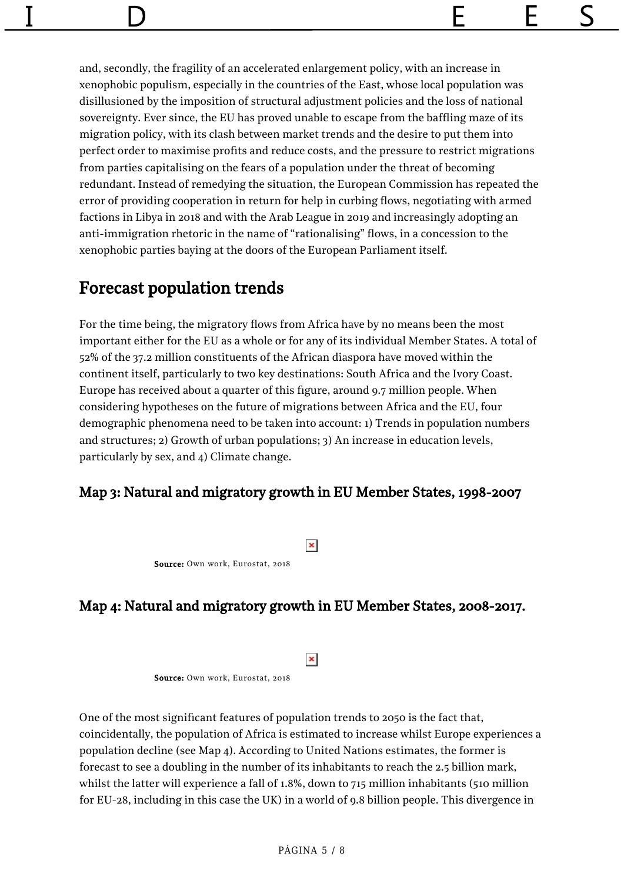and, secondly, the fragility of an accelerated enlargement policy, with an increase in xenophobic populism, especially in the countries of the East, whose local population was disillusioned by the imposition of structural adjustment policies and the loss of national sovereignty. Ever since, the EU has proved unable to escape from the baffling maze of its migration policy, with its clash between market trends and the desire to put them into perfect order to maximise profits and reduce costs, and the pressure to restrict migrations from parties capitalising on the fears of a population under the threat of becoming redundant. Instead of remedying the situation, the European Commission has repeated the error of providing cooperation in return for help in curbing flows, negotiating with armed factions in Libya in 2018 and with the Arab League in 2019 and increasingly adopting an anti-immigration rhetoric in the name of "rationalising" flows, in a concession to the xenophobic parties baying at the doors of the European Parliament itself.

## Forecast population trends

For the time being, the migratory flows from Africa have by no means been the most important either for the EU as a whole or for any of its individual Member States. A total of 52% of the 37.2 million constituents of the African diaspora have moved within the continent itself, particularly to two key destinations: South Africa and the Ivory Coast. Europe has received about a quarter of this figure, around 9.7 million people. When considering hypotheses on the future of migrations between Africa and the EU, four demographic phenomena need to be taken into account: 1) Trends in population numbers and structures; 2) Growth of urban populations; 3) An increase in education levels, particularly by sex, and 4) Climate change.

### Map 3: Natural and migratory growth in EU Member States, 1998-2007

**Source:** Own work, Eurostat, 2018

### Map 4: Natural and migratory growth in EU Member States, 2008-2017.

**Source:** Own work, Eurostat, 2018

One of the most significant features of population trends to 2050 is the fact that, coincidentally, the population of Africa is estimated to increase whilst Europe experiences a population decline (see Map 4). According to United Nations estimates, the former is forecast to see a doubling in the number of its inhabitants to reach the 2.5 billion mark, whilst the latter will experience a fall of 1.8%, down to 715 million inhabitants (510 million for EU-28, including in this case the UK) in a world of 9.8 billion people. This divergence in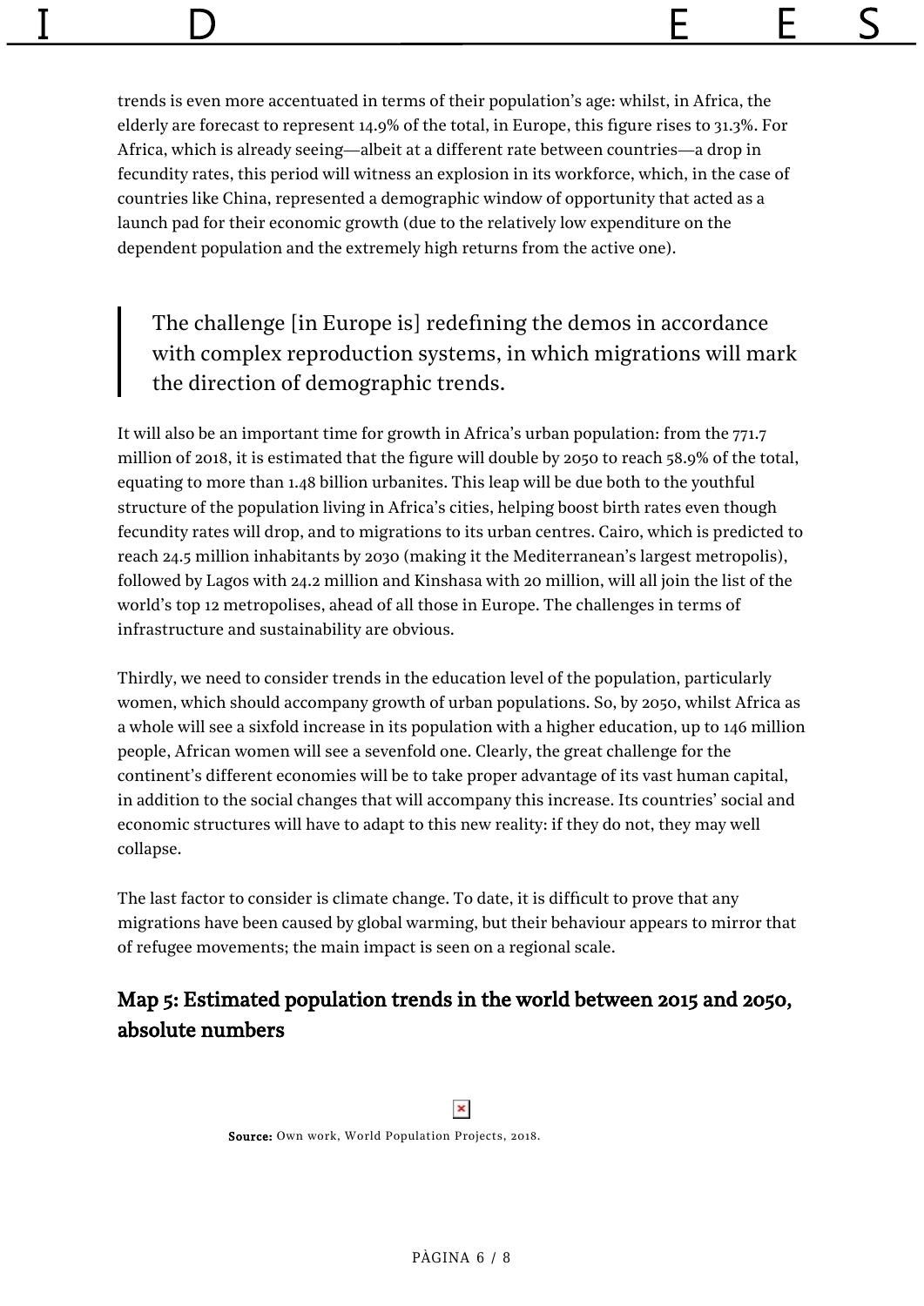trends is even more accentuated in terms of their population's age: whilst, in Africa, the elderly are forecast to represent 14.9% of the total, in Europe, this figure rises to 31.3%. For Africa, which is already seeing—albeit at a different rate between countries—a drop in fecundity rates, this period will witness an explosion in its workforce, which, in the case of countries like China, represented a demographic window of opportunity that acted as a launch pad for their economic growth (due to the relatively low expenditure on the dependent population and the extremely high returns from the active one).

> The challenge [in Europe is] redefining the demos in accordance with complex reproduction systems, in which migrations will mark the direction of demographic trends.

It will also be an important time for growth in Africa's urban population: from the 771.7 million of 2018, it is estimated that the figure will double by 2050 to reach 58.9% of the total, equating to more than 1.48 billion urbanites. This leap will be due both to the youthful structure of the population living in Africa's cities, helping boost birth rates even though fecundity rates will drop, and to migrations to its urban centres. Cairo, which is predicted to reach 24.5 million inhabitants by 2030 (making it the Mediterranean's largest metropolis), followed by Lagos with 24.2 million and Kinshasa with 20 million, will all join the list of the world's top 12 metropolises, ahead of all those in Europe. The challenges in terms of infrastructure and sustainability are obvious.

Thirdly, we need to consider trends in the education level of the population, particularly women, which should accompany growth of urban populations. So, by 2050, whilst Africa as a whole will see a sixfold increase in its population with a higher education, up to 146 million people, African women will see a sevenfold one. Clearly, the great challenge for the continent's different economies will be to take proper advantage of its vast human capital, in addition to the social changes that will accompany this increase. Its countries' social and economic structures will have to adapt to this new reality: if they do not, they may well collapse.

The last factor to consider is climate change. To date, it is difficult to prove that any migrations have been caused by global warming, but their behaviour appears to mirror that of refugee movements; the main impact is seen on a regional scale.

## Map 5: Estimated population trends in the world between 2015 and 2050, absolute numbers

**Source:** Own work, World Population Projects, 2018.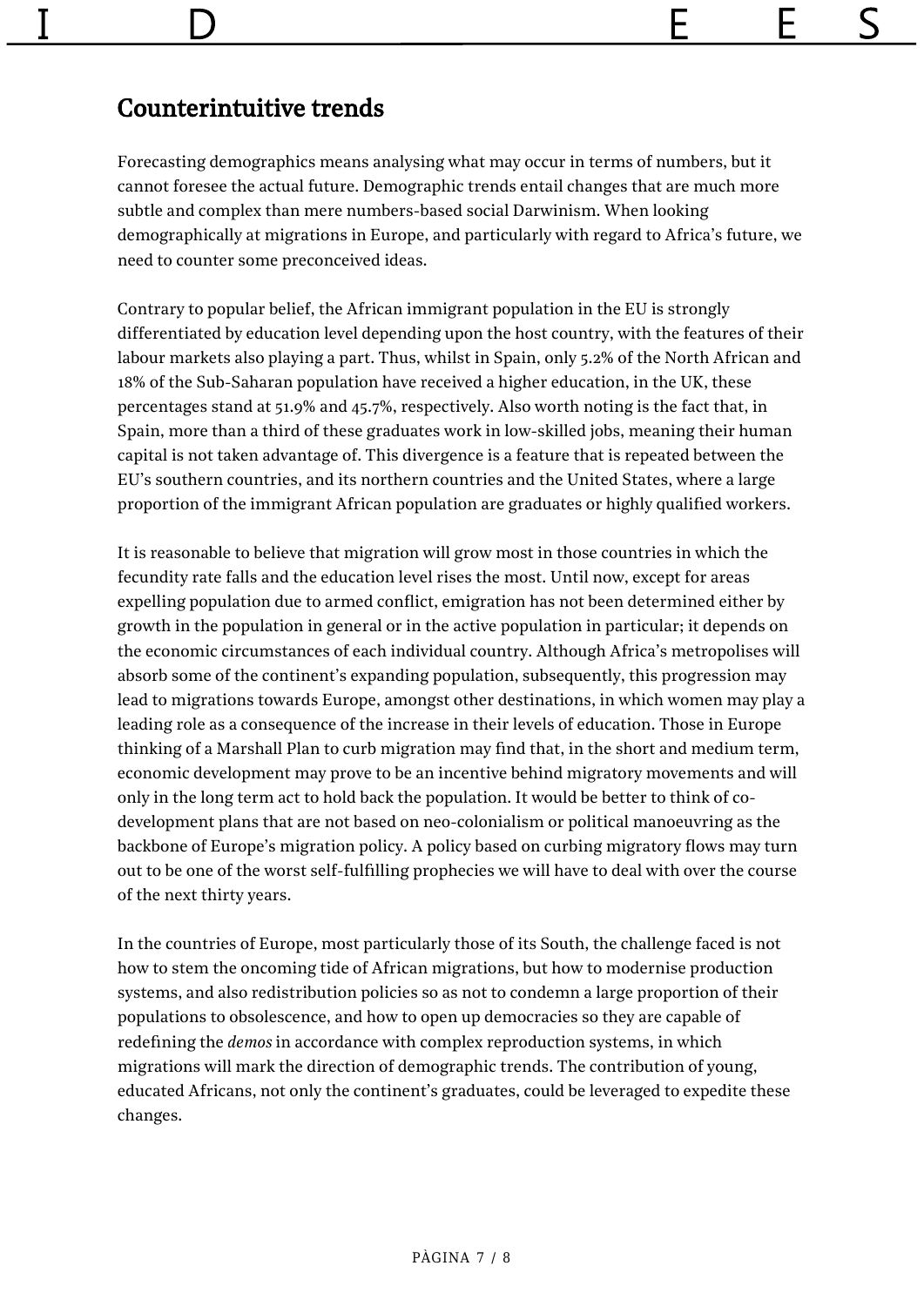## Counterintuitive trends

Forecasting demographics means analysing what may occur in terms of numbers, but it cannot foresee the actual future. Demographic trends entail changes that are much more subtle and complex than mere numbers-based social Darwinism. When looking demographically at migrations in Europe, and particularly with regard to Africa's future, we need to counter some preconceived ideas.

Contrary to popular belief, the African immigrant population in the EU is strongly differentiated by education level depending upon the host country, with the features of their labour markets also playing a part. Thus, whilst in Spain, only 5.2% of the North African and 18% of the Sub-Saharan population have received a higher education, in the UK, these percentages stand at 51.9% and 45.7%, respectively. Also worth noting is the fact that, in Spain, more than a third of these graduates work in low-skilled jobs, meaning their human capital is not taken advantage of. This divergence is a feature that is repeated between the EU's southern countries, and its northern countries and the United States, where a large proportion of the immigrant African population are graduates or highly qualified workers.

It is reasonable to believe that migration will grow most in those countries in which the fecundity rate falls and the education level rises the most. Until now, except for areas expelling population due to armed conflict, emigration has not been determined either by growth in the population in general or in the active population in particular; it depends on the economic circumstances of each individual country. Although Africa's metropolises will absorb some of the continent's expanding population, subsequently, this progression may lead to migrations towards Europe, amongst other destinations, in which women may play a leading role as a consequence of the increase in their levels of education. Those in Europe thinking of a Marshall Plan to curb migration may find that, in the short and medium term, economic development may prove to be an incentive behind migratory movements and will only in the long term act to hold back the population. It would be better to think of co-development plans that are not based on neo-colonialism or political manoeuvring as the backbone of Europe's migration policy. A policy based on curbing migratory flows may turn out to be one of the worst self-fulfilling prophecies we will have to deal with over the course of the next thirty years.

In the countries of Europe, most particularly those of its South, the challenge faced is not how to stem the oncoming tide of African migrations, but how to modernise production systems, and also redistribution policies so as not to condemn a large proportion of their populations to obsolescence, and how to open up democracies so they are capable of redefining the *demos* in accordance with complex reproduction systems, in which migrations will mark the direction of demographic trends. The contribution of young, educated Africans, not only the continent's graduates, could be leveraged to expedite these changes.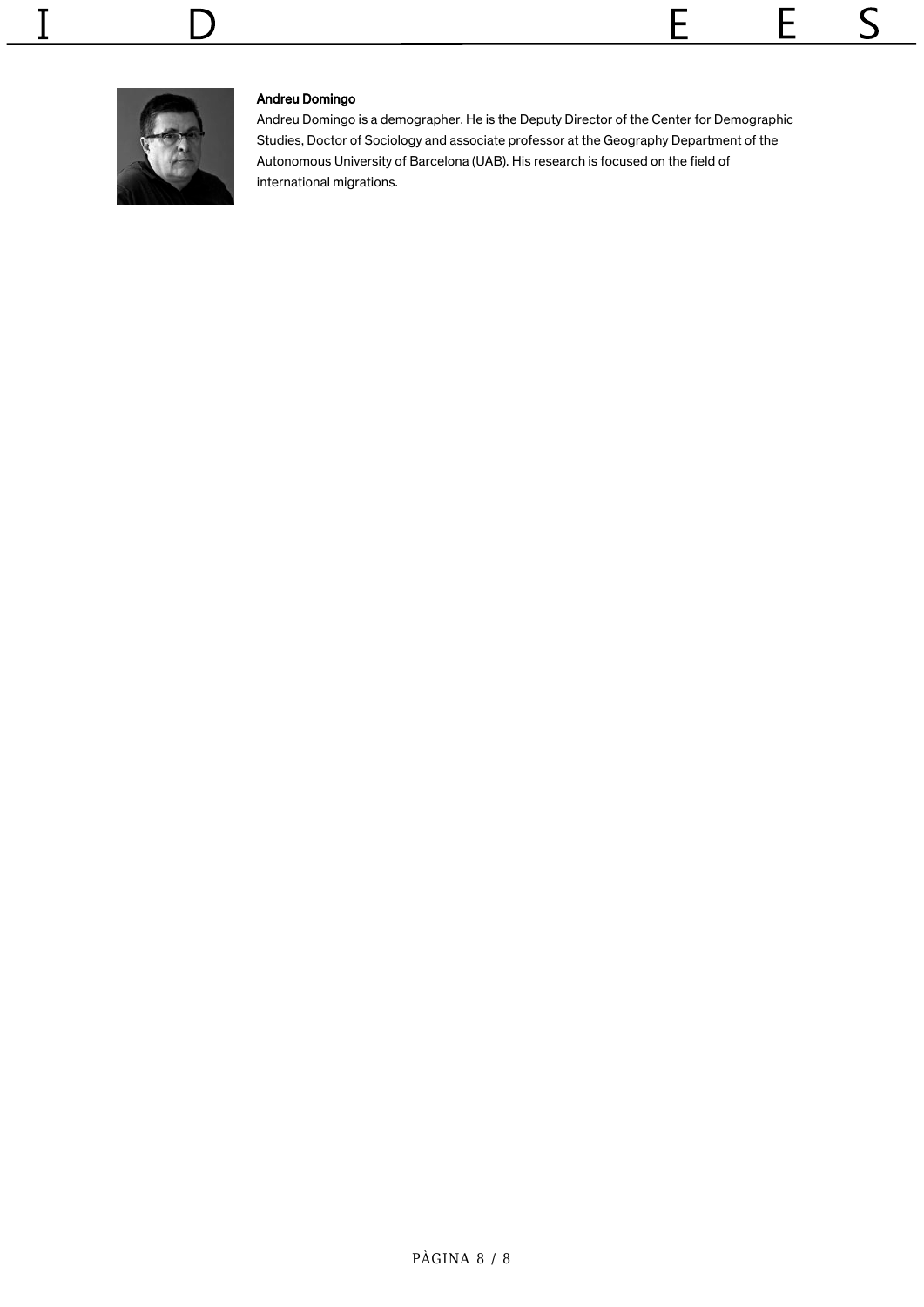**Andreu Domingo**

Andreu Domingo is a demographer. He is the Deputy Director of the Center for Demographic Studies, Doctor of Sociology and associate professor at the Geography Department of the Autonomous University of Barcelona (UAB). His research is focused on the field of international migrations.